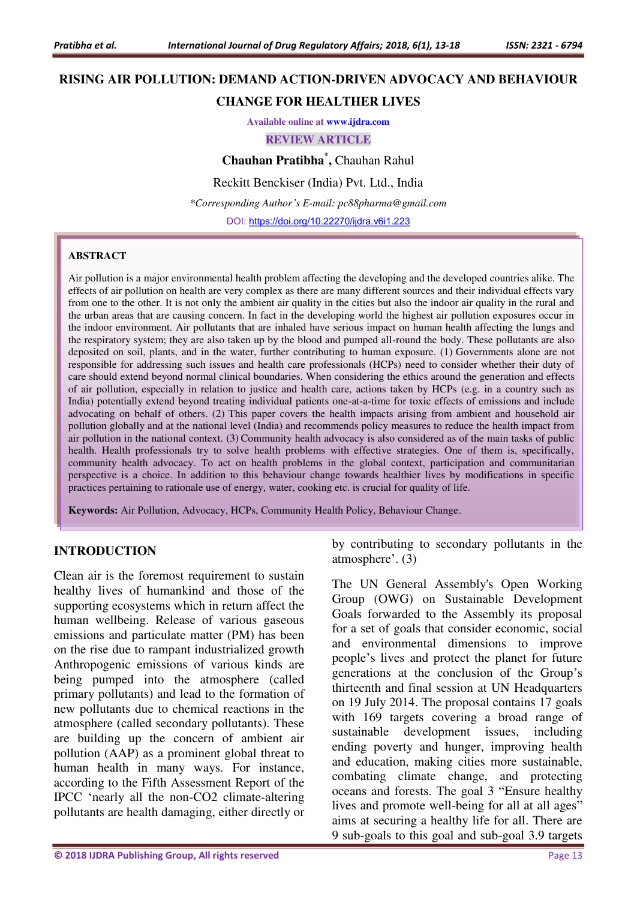# RISING AIR POLLUTION: DEMAND ACTION-DRIVEN ADVOCACY AND BEHAVIOUR CHANGE FOR HEALTHER LIVES

Available online at www.ijdra.com

REVIEW ARTICLE

**Chauhan Pratibha*, ** Chauhan Rahul

Reckitt Benckiser (India) Pvt. Ltd., India

*\*Corresponding Author's E-mail: pc88pharma@gmail.com*

DOI: https://doi.org/10.22270/ijdra.v6i1.223

## ABSTRACT

Air pollution is a major environmental health problem affecting the developing and the developed countries alike. The effects of air pollution on health are very complex as there are many different sources and their individual effects vary from one to the other. It is not only the ambient air quality in the cities but also the indoor air quality in the rural and the urban areas that are causing concern. In fact in the developing world the highest air pollution exposures occur in the indoor environment. Air pollutants that are inhaled have serious impact on human health affecting the lungs and the respiratory system; they are also taken up by the blood and pumped all-round the body. These pollutants are also deposited on soil, plants, and in the water, further contributing to human exposure. (1) Governments alone are not responsible for addressing such issues and health care professionals (HCPs) need to consider whether their duty of care should extend beyond normal clinical boundaries. When considering the ethics around the generation and effects of air pollution, especially in relation to justice and health care, actions taken by HCPs (e.g. in a country such as India) potentially extend beyond treating individual patients one-at-a-time for toxic effects of emissions and include advocating on behalf of others. (2) This paper covers the health impacts arising from ambient and household air pollution globally and at the national level (India) and recommends policy measures to reduce the health impact from air pollution in the national context. (3) Community health advocacy is also considered as of the main tasks of public health. Health professionals try to solve health problems with effective strategies. One of them is, specifically, community health advocacy. To act on health problems in the global context, participation and communitarian perspective is a choice. In addition to this behaviour change towards healthier lives by modifications in specific practices pertaining to rationale use of energy, water, cooking etc. is crucial for quality of life.

**Keywords:** Air Pollution, Advocacy, HCPs, Community Health Policy, Behaviour Change.

## INTRODUCTION

Clean air is the foremost requirement to sustain healthy lives of humankind and those of the supporting ecosystems which in return affect the human wellbeing. Release of various gaseous emissions and particulate matter (PM) has been on the rise due to rampant industrialized growth Anthropogenic emissions of various kinds are being pumped into the atmosphere (called primary pollutants) and lead to the formation of new pollutants due to chemical reactions in the atmosphere (called secondary pollutants). These are building up the concern of ambient air pollution (AAP) as a prominent global threat to human health in many ways. For instance, according to the Fifth Assessment Report of the IPCC 'nearly all the non-CO2 climate-altering pollutants are health damaging, either directly or by contributing to secondary pollutants in the atmosphere'. (3)

The UN General Assembly's Open Working Group (OWG) on Sustainable Development Goals forwarded to the Assembly its proposal for a set of goals that consider economic, social and environmental dimensions to improve people's lives and protect the planet for future generations at the conclusion of the Group's thirteenth and final session at UN Headquarters on 19 July 2014. The proposal contains 17 goals with 169 targets covering a broad range of sustainable development issues, including ending poverty and hunger, improving health and education, making cities more sustainable, combating climate change, and protecting oceans and forests. The goal 3 "Ensure healthy lives and promote well-being for all at all ages" aims at securing a healthy life for all. There are 9 sub-goals to this goal and sub-goal 3.9 targets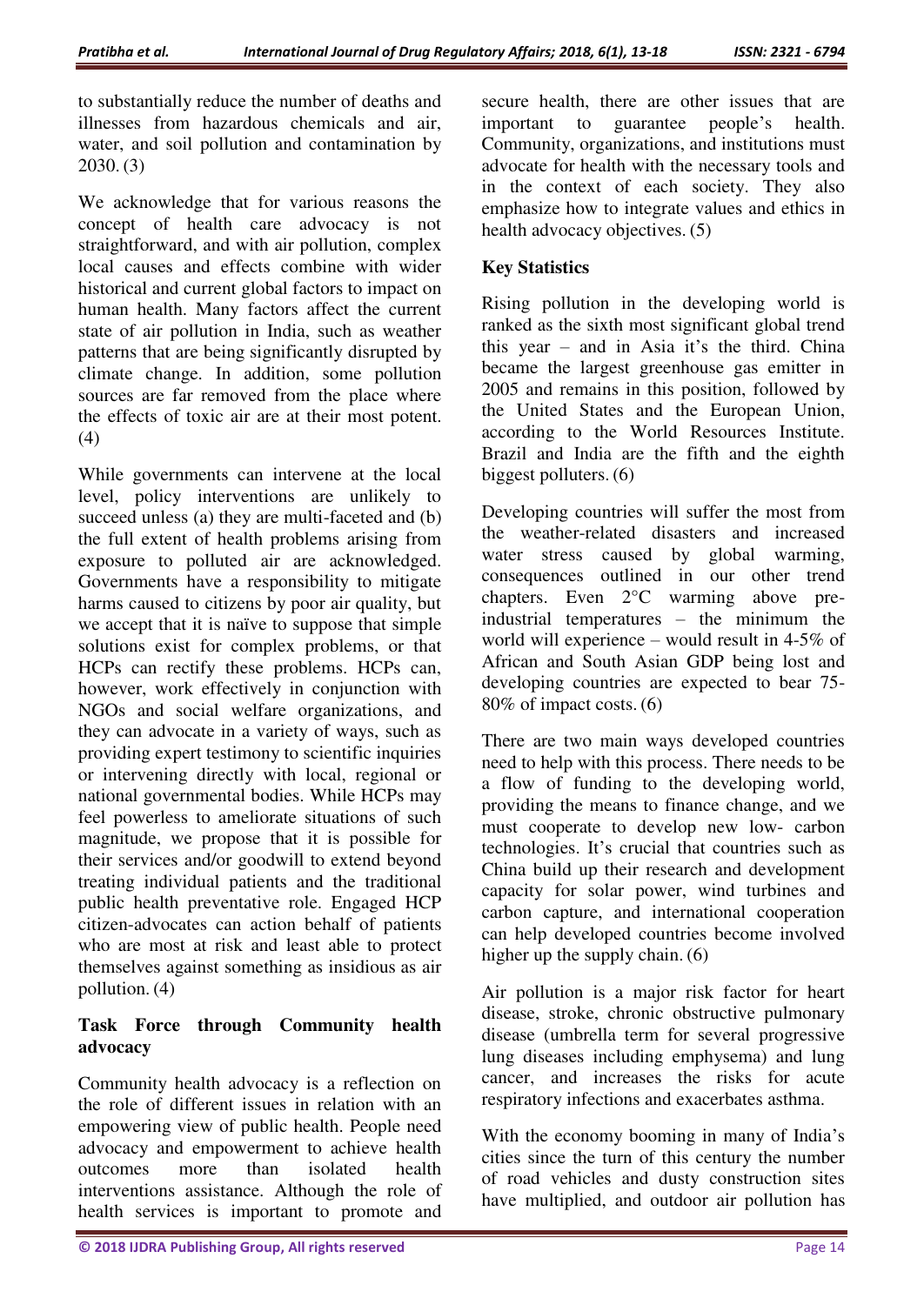to substantially reduce the number of deaths and illnesses from hazardous chemicals and air, water, and soil pollution and contamination by 2030. (3)

We acknowledge that for various reasons the concept of health care advocacy is not straightforward, and with air pollution, complex local causes and effects combine with wider historical and current global factors to impact on human health. Many factors affect the current state of air pollution in India, such as weather patterns that are being significantly disrupted by climate change. In addition, some pollution sources are far removed from the place where the effects of toxic air are at their most potent. (4)

While governments can intervene at the local level, policy interventions are unlikely to succeed unless (a) they are multi-faceted and (b) the full extent of health problems arising from exposure to polluted air are acknowledged. Governments have a responsibility to mitigate harms caused to citizens by poor air quality, but we accept that it is naïve to suppose that simple solutions exist for complex problems, or that HCPs can rectify these problems. HCPs can, however, work effectively in conjunction with NGOs and social welfare organizations, and they can advocate in a variety of ways, such as providing expert testimony to scientific inquiries or intervening directly with local, regional or national governmental bodies. While HCPs may feel powerless to ameliorate situations of such magnitude, we propose that it is possible for their services and/or goodwill to extend beyond treating individual patients and the traditional public health preventative role. Engaged HCP citizen-advocates can action behalf of patients who are most at risk and least able to protect themselves against something as insidious as air pollution. (4)

## Task Force through Community health advocacy

Community health advocacy is a reflection on the role of different issues in relation with an empowering view of public health. People need advocacy and empowerment to achieve health outcomes more than isolated health interventions assistance. Although the role of health services is important to promote and secure health, there are other issues that are important to guarantee people's health. Community, organizations, and institutions must advocate for health with the necessary tools and in the context of each society. They also emphasize how to integrate values and ethics in health advocacy objectives. (5)

## Key Statistics

Rising pollution in the developing world is ranked as the sixth most significant global trend this year – and in Asia it's the third. China became the largest greenhouse gas emitter in 2005 and remains in this position, followed by the United States and the European Union, according to the World Resources Institute. Brazil and India are the fifth and the eighth biggest polluters. (6)

Developing countries will suffer the most from the weather-related disasters and increased water stress caused by global warming, consequences outlined in our other trend chapters. Even 2°C warming above pre-industrial temperatures – the minimum the world will experience – would result in 4-5% of African and South Asian GDP being lost and developing countries are expected to bear 75-80% of impact costs. (6)

There are two main ways developed countries need to help with this process. There needs to be a flow of funding to the developing world, providing the means to finance change, and we must cooperate to develop new low- carbon technologies. It's crucial that countries such as China build up their research and development capacity for solar power, wind turbines and carbon capture, and international cooperation can help developed countries become involved higher up the supply chain. (6)

Air pollution is a major risk factor for heart disease, stroke, chronic obstructive pulmonary disease (umbrella term for several progressive lung diseases including emphysema) and lung cancer, and increases the risks for acute respiratory infections and exacerbates asthma.

With the economy booming in many of India's cities since the turn of this century the number of road vehicles and dusty construction sites have multiplied, and outdoor air pollution has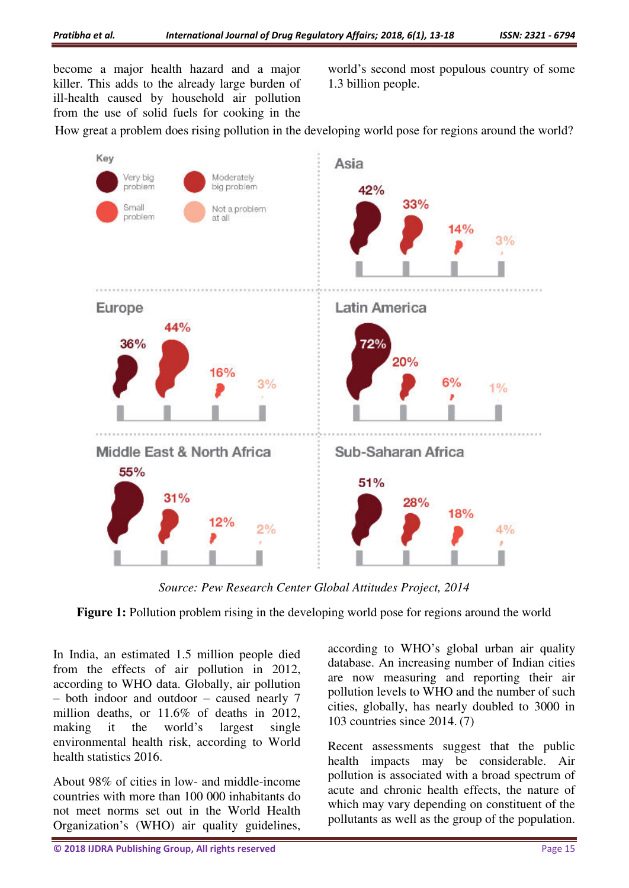become a major health hazard and a major killer. This adds to the already large burden of ill-health caused by household air pollution from the use of solid fuels for cooking in the world's second most populous country of some 1.3 billion people.

How great a problem does rising pollution in the developing world pose for regions around the world?

| Region | Very big problem | Moderately big problem | Small problem | Not a problem at all |
|---|---|---|---|---|
| Asia | 42% | 33% | 14% | 3% |
| Europe | 36% | 44% | 16% | 3% |
| Latin America | 72% | 20% | 6% | 1% |
| Middle East & North Africa | 55% | 31% | 12% | 2% |
| Sub-Saharan Africa | 51% | 28% | 18% | 4% |

*Source: Pew Research Center Global Attitudes Project, 2014*

**Figure 1:** Pollution problem rising in the developing world pose for regions around the world

In India, an estimated 1.5 million people died from the effects of air pollution in 2012, according to WHO data. Globally, air pollution – both indoor and outdoor – caused nearly 7 million deaths, or 11.6% of deaths in 2012, making it the world's largest single environmental health risk, according to World health statistics 2016.

About 98% of cities in low- and middle-income countries with more than 100 000 inhabitants do not meet norms set out in the World Health Organization's (WHO) air quality guidelines, according to WHO's global urban air quality database. An increasing number of Indian cities are now measuring and reporting their air pollution levels to WHO and the number of such cities, globally, has nearly doubled to 3000 in 103 countries since 2014. (7)

Recent assessments suggest that the public health impacts may be considerable. Air pollution is associated with a broad spectrum of acute and chronic health effects, the nature of which may vary depending on constituent of the pollutants as well as the group of the population.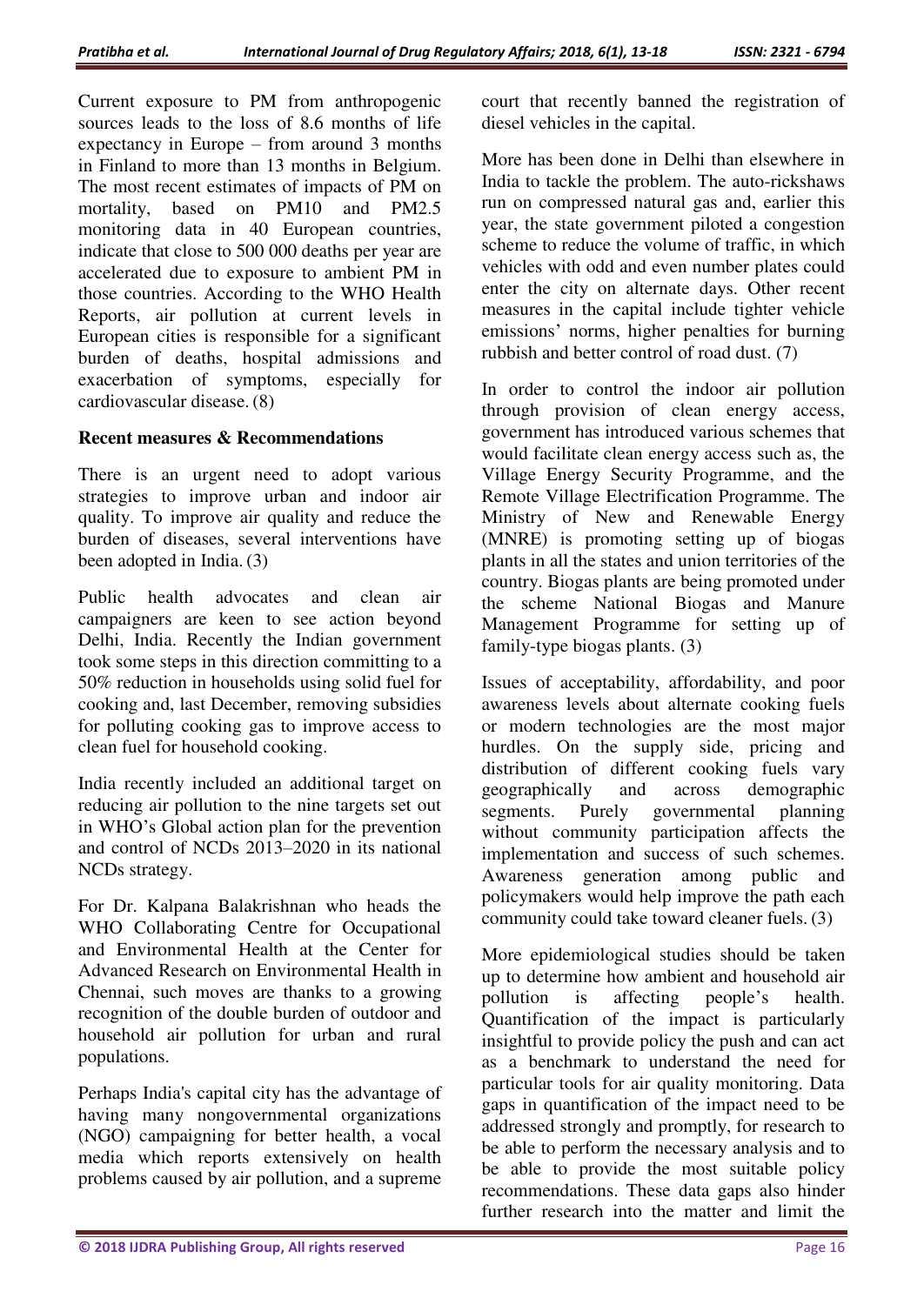Current exposure to PM from anthropogenic sources leads to the loss of 8.6 months of life expectancy in Europe – from around 3 months in Finland to more than 13 months in Belgium. The most recent estimates of impacts of PM on mortality, based on PM10 and PM2.5 monitoring data in 40 European countries, indicate that close to 500 000 deaths per year are accelerated due to exposure to ambient PM in those countries. According to the WHO Health Reports, air pollution at current levels in European cities is responsible for a significant burden of deaths, hospital admissions and exacerbation of symptoms, especially for cardiovascular disease. (8)

## Recent measures & Recommendations

There is an urgent need to adopt various strategies to improve urban and indoor air quality. To improve air quality and reduce the burden of diseases, several interventions have been adopted in India. (3)

Public health advocates and clean air campaigners are keen to see action beyond Delhi, India. Recently the Indian government took some steps in this direction committing to a 50% reduction in households using solid fuel for cooking and, last December, removing subsidies for polluting cooking gas to improve access to clean fuel for household cooking.

India recently included an additional target on reducing air pollution to the nine targets set out in WHO's Global action plan for the prevention and control of NCDs 2013–2020 in its national NCDs strategy.

For Dr. Kalpana Balakrishnan who heads the WHO Collaborating Centre for Occupational and Environmental Health at the Center for Advanced Research on Environmental Health in Chennai, such moves are thanks to a growing recognition of the double burden of outdoor and household air pollution for urban and rural populations.

Perhaps India's capital city has the advantage of having many nongovernmental organizations (NGO) campaigning for better health, a vocal media which reports extensively on health problems caused by air pollution, and a supreme court that recently banned the registration of diesel vehicles in the capital.

More has been done in Delhi than elsewhere in India to tackle the problem. The auto-rickshaws run on compressed natural gas and, earlier this year, the state government piloted a congestion scheme to reduce the volume of traffic, in which vehicles with odd and even number plates could enter the city on alternate days. Other recent measures in the capital include tighter vehicle emissions' norms, higher penalties for burning rubbish and better control of road dust. (7)

In order to control the indoor air pollution through provision of clean energy access, government has introduced various schemes that would facilitate clean energy access such as, the Village Energy Security Programme, and the Remote Village Electrification Programme. The Ministry of New and Renewable Energy (MNRE) is promoting setting up of biogas plants in all the states and union territories of the country. Biogas plants are being promoted under the scheme National Biogas and Manure Management Programme for setting up of family-type biogas plants. (3)

Issues of acceptability, affordability, and poor awareness levels about alternate cooking fuels or modern technologies are the most major hurdles. On the supply side, pricing and distribution of different cooking fuels vary geographically and across demographic segments. Purely governmental planning without community participation affects the implementation and success of such schemes. Awareness generation among public and policymakers would help improve the path each community could take toward cleaner fuels. (3)

More epidemiological studies should be taken up to determine how ambient and household air pollution is affecting people's health. Quantification of the impact is particularly insightful to provide policy the push and can act as a benchmark to understand the need for particular tools for air quality monitoring. Data gaps in quantification of the impact need to be addressed strongly and promptly, for research to be able to perform the necessary analysis and to be able to provide the most suitable policy recommendations. These data gaps also hinder further research into the matter and limit the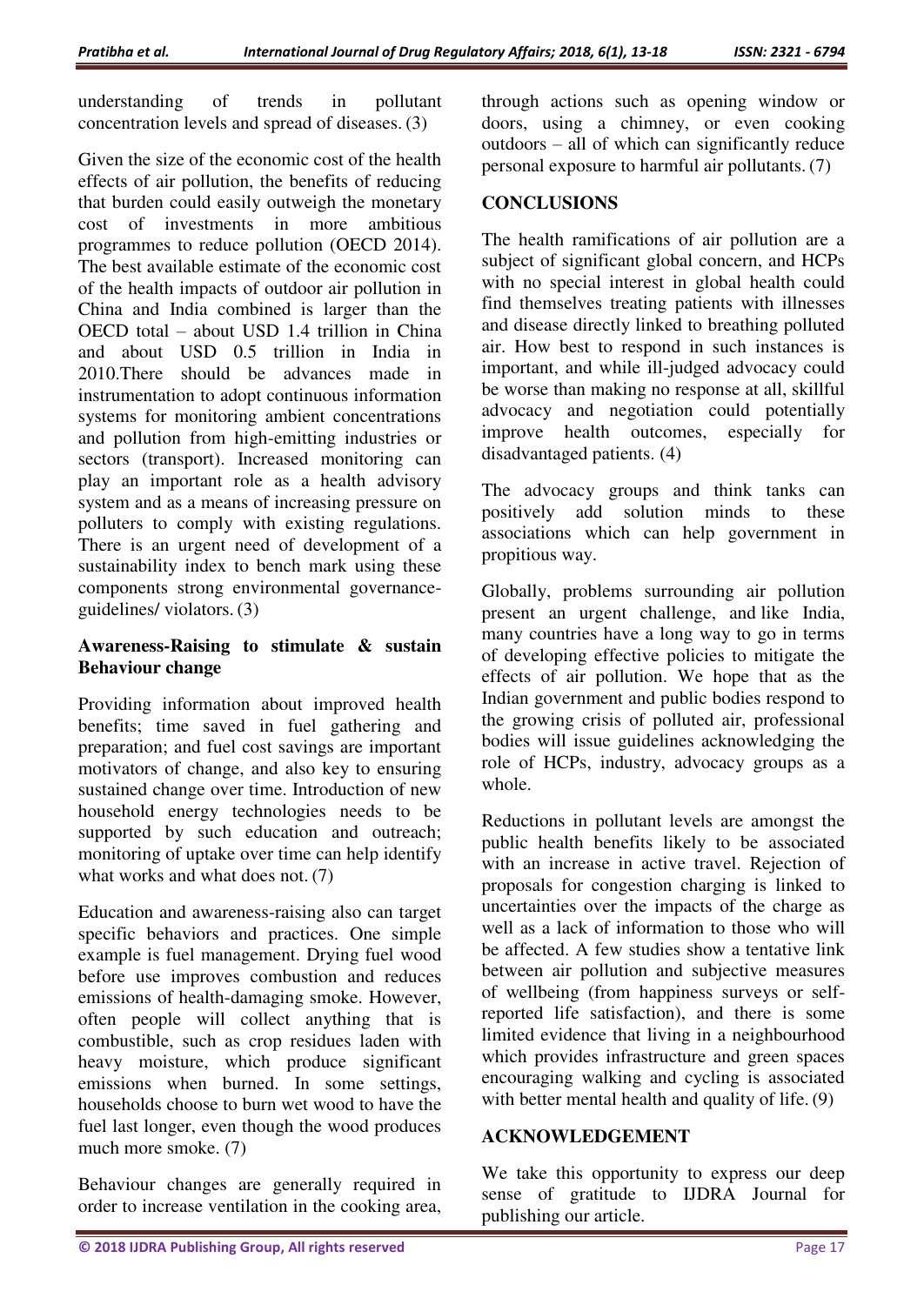understanding of trends in pollutant concentration levels and spread of diseases. (3)

Given the size of the economic cost of the health effects of air pollution, the benefits of reducing that burden could easily outweigh the monetary cost of investments in more ambitious programmes to reduce pollution (OECD 2014). The best available estimate of the economic cost of the health impacts of outdoor air pollution in China and India combined is larger than the OECD total – about USD 1.4 trillion in China and about USD 0.5 trillion in India in 2010.There should be advances made in instrumentation to adopt continuous information systems for monitoring ambient concentrations and pollution from high-emitting industries or sectors (transport). Increased monitoring can play an important role as a health advisory system and as a means of increasing pressure on polluters to comply with existing regulations. There is an urgent need of development of a sustainability index to bench mark using these components strong environmental governance-guidelines/ violators. (3)

## Awareness-Raising to stimulate & sustain Behaviour change

Providing information about improved health benefits; time saved in fuel gathering and preparation; and fuel cost savings are important motivators of change, and also key to ensuring sustained change over time. Introduction of new household energy technologies needs to be supported by such education and outreach; monitoring of uptake over time can help identify what works and what does not. (7)

Education and awareness-raising also can target specific behaviors and practices. One simple example is fuel management. Drying fuel wood before use improves combustion and reduces emissions of health-damaging smoke. However, often people will collect anything that is combustible, such as crop residues laden with heavy moisture, which produce significant emissions when burned. In some settings, households choose to burn wet wood to have the fuel last longer, even though the wood produces much more smoke. (7)

Behaviour changes are generally required in order to increase ventilation in the cooking area, through actions such as opening window or doors, using a chimney, or even cooking outdoors – all of which can significantly reduce personal exposure to harmful air pollutants. (7)

## CONCLUSIONS

The health ramifications of air pollution are a subject of significant global concern, and HCPs with no special interest in global health could find themselves treating patients with illnesses and disease directly linked to breathing polluted air. How best to respond in such instances is important, and while ill-judged advocacy could be worse than making no response at all, skillful advocacy and negotiation could potentially improve health outcomes, especially for disadvantaged patients. (4)

The advocacy groups and think tanks can positively add solution minds to these associations which can help government in propitious way.

Globally, problems surrounding air pollution present an urgent challenge, and like India, many countries have a long way to go in terms of developing effective policies to mitigate the effects of air pollution. We hope that as the Indian government and public bodies respond to the growing crisis of polluted air, professional bodies will issue guidelines acknowledging the role of HCPs, industry, advocacy groups as a whole.

Reductions in pollutant levels are amongst the public health benefits likely to be associated with an increase in active travel. Rejection of proposals for congestion charging is linked to uncertainties over the impacts of the charge as well as a lack of information to those who will be affected. A few studies show a tentative link between air pollution and subjective measures of wellbeing (from happiness surveys or self-reported life satisfaction), and there is some limited evidence that living in a neighbourhood which provides infrastructure and green spaces encouraging walking and cycling is associated with better mental health and quality of life. (9)

## ACKNOWLEDGEMENT

We take this opportunity to express our deep sense of gratitude to IJDRA Journal for publishing our article.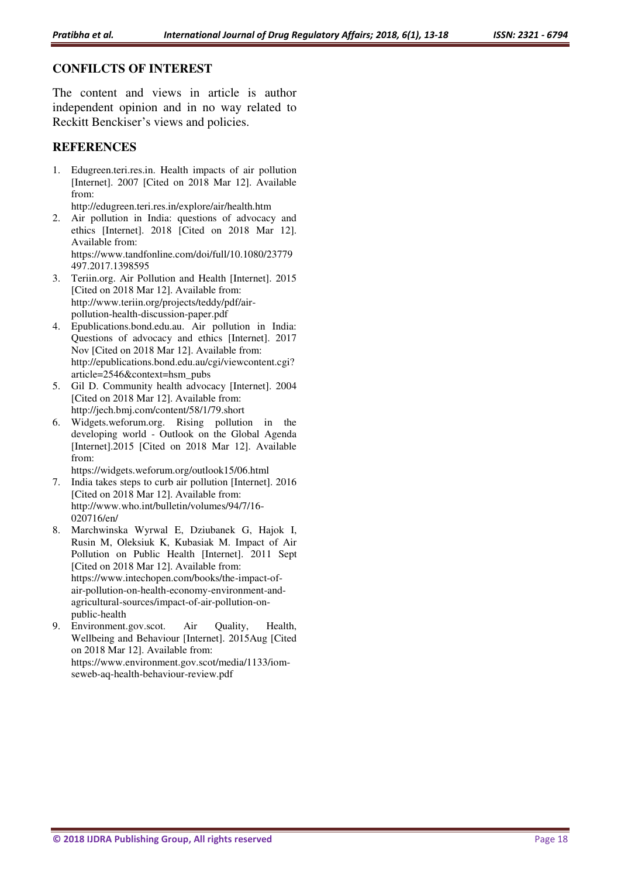## CONFILCTS OF INTEREST

The content and views in article is author independent opinion and in no way related to Reckitt Benckiser's views and policies.

## REFERENCES

1. Edugreen.teri.res.in. Health impacts of air pollution [Internet]. 2007 [Cited on 2018 Mar 12]. Available from: http://edugreen.teri.res.in/explore/air/health.htm
2. Air pollution in India: questions of advocacy and ethics [Internet]. 2018 [Cited on 2018 Mar 12]. Available from: https://www.tandfonline.com/doi/full/10.1080/23779497.2017.1398595
3. Teriin.org. Air Pollution and Health [Internet]. 2015 [Cited on 2018 Mar 12]. Available from: http://www.teriin.org/projects/teddy/pdf/air-pollution-health-discussion-paper.pdf
4. Epublications.bond.edu.au. Air pollution in India: Questions of advocacy and ethics [Internet]. 2017 Nov [Cited on 2018 Mar 12]. Available from: http://epublications.bond.edu.au/cgi/viewcontent.cgi?article=2546&context=hsm_pubs
5. Gil D. Community health advocacy [Internet]. 2004 [Cited on 2018 Mar 12]. Available from: http://jech.bmj.com/content/58/1/79.short
6. Widgets.weforum.org. Rising pollution in the developing world - Outlook on the Global Agenda [Internet].2015 [Cited on 2018 Mar 12]. Available from: https://widgets.weforum.org/outlook15/06.html
7. India takes steps to curb air pollution [Internet]. 2016 [Cited on 2018 Mar 12]. Available from: http://www.who.int/bulletin/volumes/94/7/16-020716/en/
8. Marchwinska Wyrwal E, Dziubanek G, Hajok I, Rusin M, Oleksiuk K, Kubasiak M. Impact of Air Pollution on Public Health [Internet]. 2011 Sept [Cited on 2018 Mar 12]. Available from: https://www.intechopen.com/books/the-impact-of-air-pollution-on-health-economy-environment-and-agricultural-sources/impact-of-air-pollution-on-public-health
9. Environment.gov.scot. Air Quality, Health, Wellbeing and Behaviour [Internet]. 2015Aug [Cited on 2018 Mar 12]. Available from: https://www.environment.gov.scot/media/1133/iom-seweb-aq-health-behaviour-review.pdf